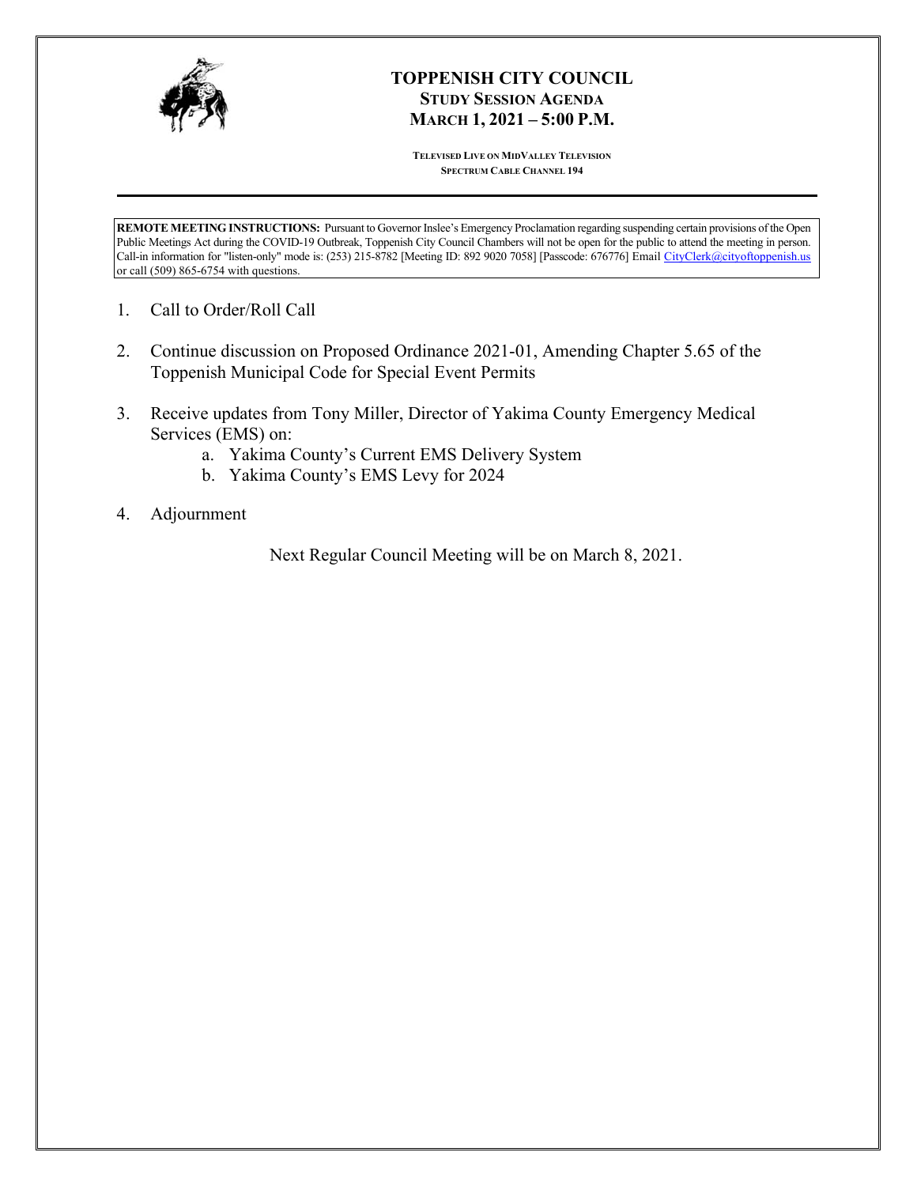# TOPPENISH CITY COUNCIL
## STUDY SESSION AGENDA
## MARCH 1, 2021 – 5:00 P.M.

**TELEVISED LIVE ON MIDVALLEY TELEVISION**
**SPECTRUM CABLE CHANNEL 194**

**REMOTE MEETING INSTRUCTIONS:** Pursuant to Governor Inslee's Emergency Proclamation regarding suspending certain provisions of the Open Public Meetings Act during the COVID-19 Outbreak, Toppenish City Council Chambers will not be open for the public to attend the meeting in person. Call-in information for "listen-only" mode is: (253) 215-8782 [Meeting ID: 892 9020 7058] [Passcode: 676776] Email CityClerk@cityoftoppenish.us or call (509) 865-6754 with questions.

1. Call to Order/Roll Call

2. Continue discussion on Proposed Ordinance 2021-01, Amending Chapter 5.65 of the Toppenish Municipal Code for Special Event Permits

3. Receive updates from Tony Miller, Director of Yakima County Emergency Medical Services (EMS) on:
   a. Yakima County's Current EMS Delivery System
   b. Yakima County's EMS Levy for 2024

4. Adjournment

Next Regular Council Meeting will be on March 8, 2021.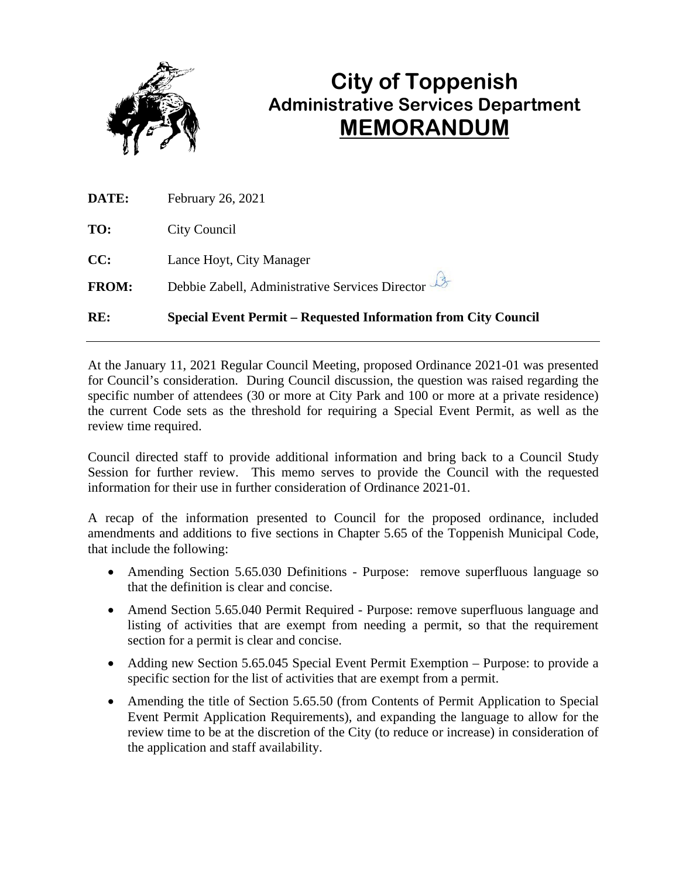# City of Toppenish
## Administrative Services Department
## MEMORANDUM

**DATE:** February 26, 2021

**TO:** City Council

**CC:** Lance Hoyt, City Manager

**FROM:** Debbie Zabell, Administrative Services Director

**RE:** **Special Event Permit – Requested Information from City Council**

---

At the January 11, 2021 Regular Council Meeting, proposed Ordinance 2021-01 was presented for Council's consideration. During Council discussion, the question was raised regarding the specific number of attendees (30 or more at City Park and 100 or more at a private residence) the current Code sets as the threshold for requiring a Special Event Permit, as well as the review time required.

Council directed staff to provide additional information and bring back to a Council Study Session for further review. This memo serves to provide the Council with the requested information for their use in further consideration of Ordinance 2021-01.

A recap of the information presented to Council for the proposed ordinance, included amendments and additions to five sections in Chapter 5.65 of the Toppenish Municipal Code, that include the following:

- Amending Section 5.65.030 Definitions - Purpose: remove superfluous language so that the definition is clear and concise.
- Amend Section 5.65.040 Permit Required - Purpose: remove superfluous language and listing of activities that are exempt from needing a permit, so that the requirement section for a permit is clear and concise.
- Adding new Section 5.65.045 Special Event Permit Exemption – Purpose: to provide a specific section for the list of activities that are exempt from a permit.
- Amending the title of Section 5.65.50 (from Contents of Permit Application to Special Event Permit Application Requirements), and expanding the language to allow for the review time to be at the discretion of the City (to reduce or increase) in consideration of the application and staff availability.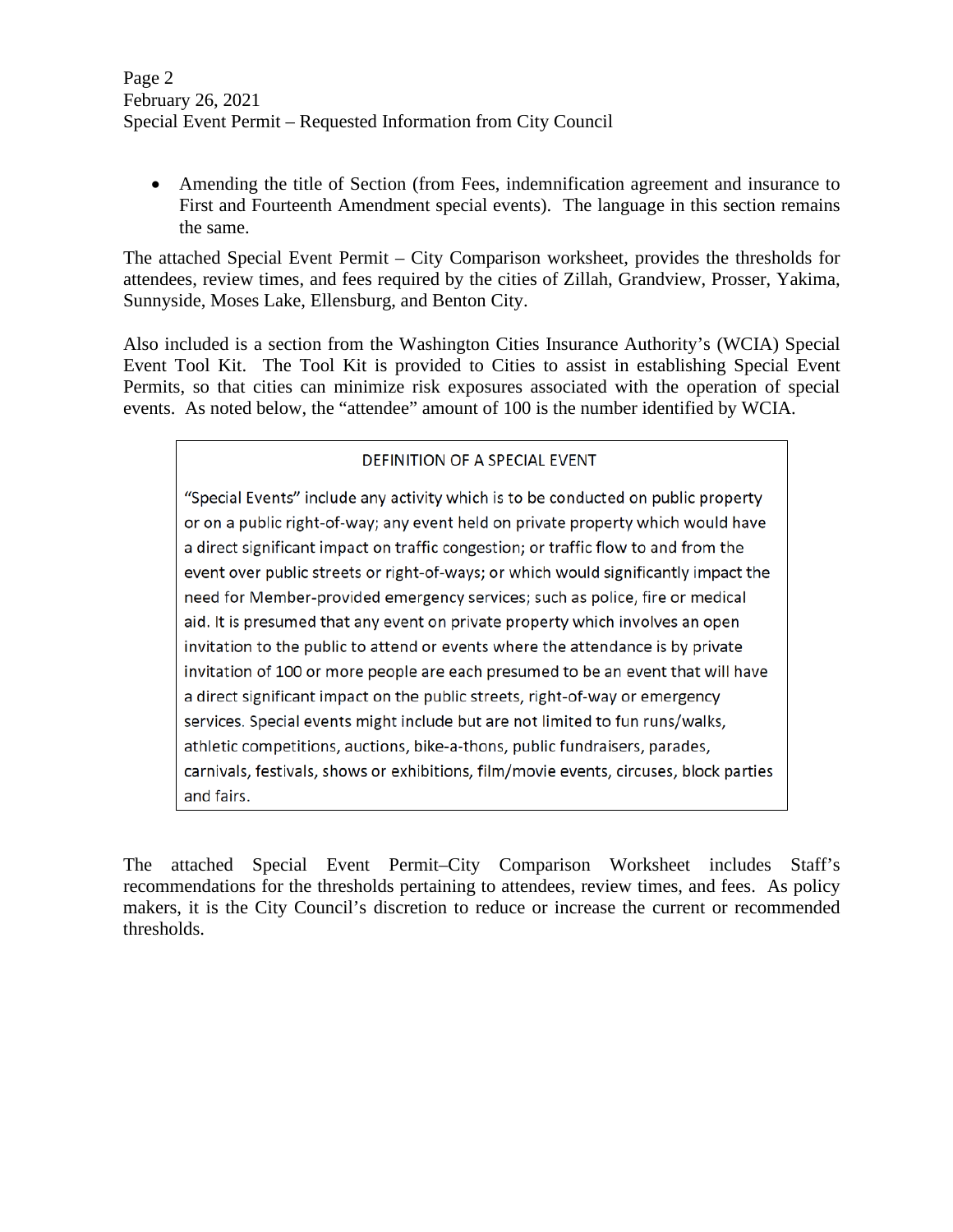- Amending the title of Section (from Fees, indemnification agreement and insurance to First and Fourteenth Amendment special events). The language in this section remains the same.

The attached Special Event Permit – City Comparison worksheet, provides the thresholds for attendees, review times, and fees required by the cities of Zillah, Grandview, Prosser, Yakima, Sunnyside, Moses Lake, Ellensburg, and Benton City.

Also included is a section from the Washington Cities Insurance Authority's (WCIA) Special Event Tool Kit. The Tool Kit is provided to Cities to assist in establishing Special Event Permits, so that cities can minimize risk exposures associated with the operation of special events. As noted below, the "attendee" amount of 100 is the number identified by WCIA.

> DEFINITION OF A SPECIAL EVENT
>
> "Special Events" include any activity which is to be conducted on public property or on a public right-of-way; any event held on private property which would have a direct significant impact on traffic congestion; or traffic flow to and from the event over public streets or right-of-ways; or which would significantly impact the need for Member-provided emergency services; such as police, fire or medical aid. It is presumed that any event on private property which involves an open invitation to the public to attend or events where the attendance is by private invitation of 100 or more people are each presumed to be an event that will have a direct significant impact on the public streets, right-of-way or emergency services. Special events might include but are not limited to fun runs/walks, athletic competitions, auctions, bike-a-thons, public fundraisers, parades, carnivals, festivals, shows or exhibitions, film/movie events, circuses, block parties and fairs.

The attached Special Event Permit–City Comparison Worksheet includes Staff's recommendations for the thresholds pertaining to attendees, review times, and fees. As policy makers, it is the City Council's discretion to reduce or increase the current or recommended thresholds.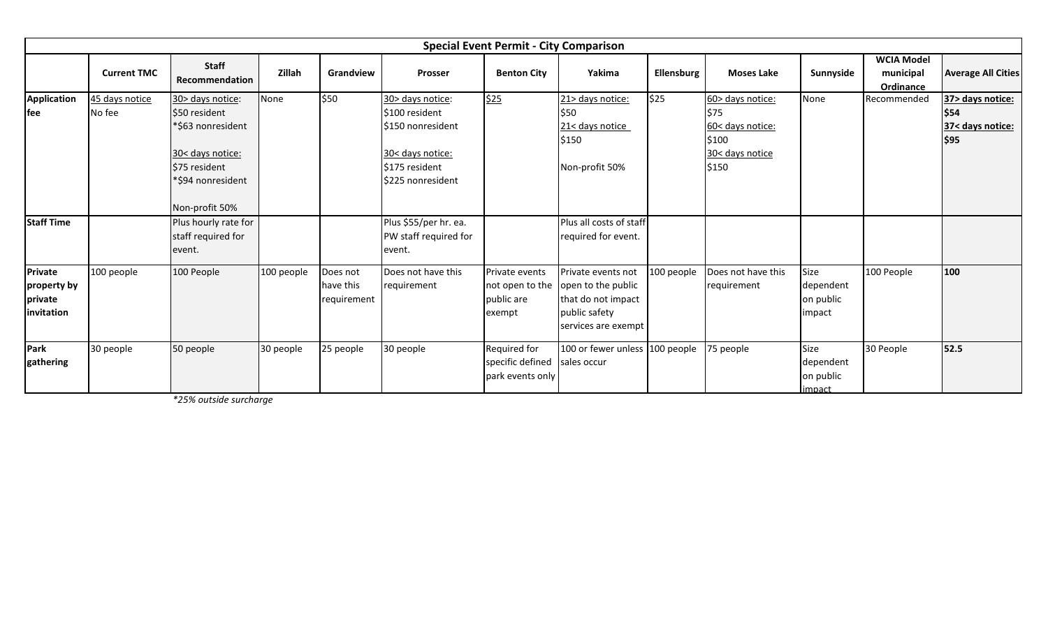| Special Event Permit - City Comparison | | | | | | | | | | | | |
|---|---|---|---|---|---|---|---|---|---|---|---|---|
| | **Current TMC** | **Staff Recommendation** | **Zillah** | **Grandview** | **Prosser** | **Benton City** | **Yakima** | **Ellensburg** | **Moses Lake** | **Sunnyside** | **WCIA Model municipal Ordinance** | **Average All Cities** |
| **Application fee** | 45 days notice<br>No fee | 30> days notice:<br>$50 resident<br>*$63 nonresident<br><br>30< days notice:<br>$75 resident<br>*$94 nonresident<br><br>Non-profit 50% | None | $50 | 30> days notice:<br>$100 resident<br>$150 nonresident<br><br>30< days notice:<br>$175 resident<br>$225 nonresident | $25 | 21> days notice:<br>$50<br>21< days notice<br>$150<br><br>Non-profit 50% | $25 | 60> days notice:<br>$75<br>60< days notice:<br>$100<br>30< days notice<br>$150 | None | Recommended | **37> days notice:**<br>**$54**<br>**37< days notice:**<br>**$95** |
| **Staff Time** | | Plus hourly rate for staff required for event. | | | Plus $55/per hr. ea. PW staff required for event. | | Plus all costs of staff required for event. | | | | | |
| **Private property by private invitation** | 100 people | 100 People | 100 people | Does not have this requirement | Does not have this requirement | Private events not open to the public are exempt | Private events not open to the public that do not impact public safety services are exempt | 100 people | Does not have this requirement | Size dependent on public impact | 100 People | **100** |
| **Park gathering** | 30 people | 50 people | 30 people | 25 people | 30 people | Required for specific defined park events only | 100 or fewer unless sales occur | 100 people | 75 people | Size dependent on public impact | 30 People | **52.5** |

*\*25% outside surcharge*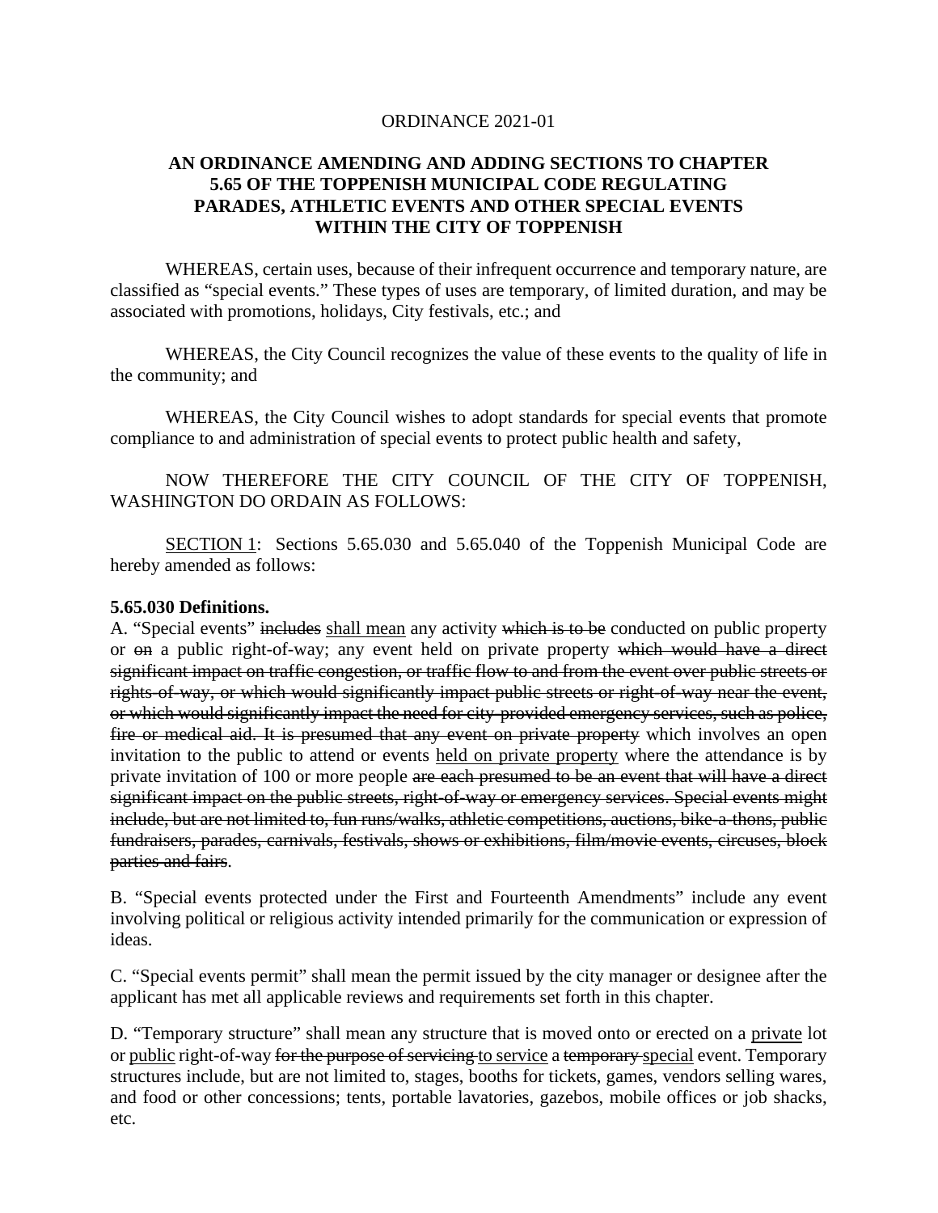ORDINANCE 2021-01

**AN ORDINANCE AMENDING AND ADDING SECTIONS TO CHAPTER 5.65 OF THE TOPPENISH MUNICIPAL CODE REGULATING PARADES, ATHLETIC EVENTS AND OTHER SPECIAL EVENTS WITHIN THE CITY OF TOPPENISH**

WHEREAS, certain uses, because of their infrequent occurrence and temporary nature, are classified as "special events." These types of uses are temporary, of limited duration, and may be associated with promotions, holidays, City festivals, etc.; and

WHEREAS, the City Council recognizes the value of these events to the quality of life in the community; and

WHEREAS, the City Council wishes to adopt standards for special events that promote compliance to and administration of special events to protect public health and safety,

NOW THEREFORE THE CITY COUNCIL OF THE CITY OF TOPPENISH, WASHINGTON DO ORDAIN AS FOLLOWS:

<u>SECTION 1</u>: Sections 5.65.030 and 5.65.040 of the Toppenish Municipal Code are hereby amended as follows:

**5.65.030 Definitions.**

A. "Special events" ~~includes~~ <u>shall mean</u> any activity ~~which is to be~~ conducted on public property or ~~on~~ a public right-of-way; any event held on private property ~~which would have a direct significant impact on traffic congestion, or traffic flow to and from the event over public streets or rights-of-way, or which would significantly impact public streets or right-of-way near the event, or which would significantly impact the need for city-provided emergency services, such as police, fire or medical aid. It is presumed that any event on private property~~ which involves an open invitation to the public to attend or events <u>held on private property</u> where the attendance is by private invitation of 100 or more people ~~are each presumed to be an event that will have a direct significant impact on the public streets, right-of-way or emergency services. Special events might include, but are not limited to, fun runs/walks, athletic competitions, auctions, bike-a-thons, public fundraisers, parades, carnivals, festivals, shows or exhibitions, film/movie events, circuses, block parties and fairs~~.

B. "Special events protected under the First and Fourteenth Amendments" include any event involving political or religious activity intended primarily for the communication or expression of ideas.

C. "Special events permit" shall mean the permit issued by the city manager or designee after the applicant has met all applicable reviews and requirements set forth in this chapter.

D. "Temporary structure" shall mean any structure that is moved onto or erected on a <u>private</u> lot or <u>public</u> right-of-way ~~for the purpose of servicing~~ <u>to service</u> a ~~temporary~~ <u>special</u> event. Temporary structures include, but are not limited to, stages, booths for tickets, games, vendors selling wares, and food or other concessions; tents, portable lavatories, gazebos, mobile offices or job shacks, etc.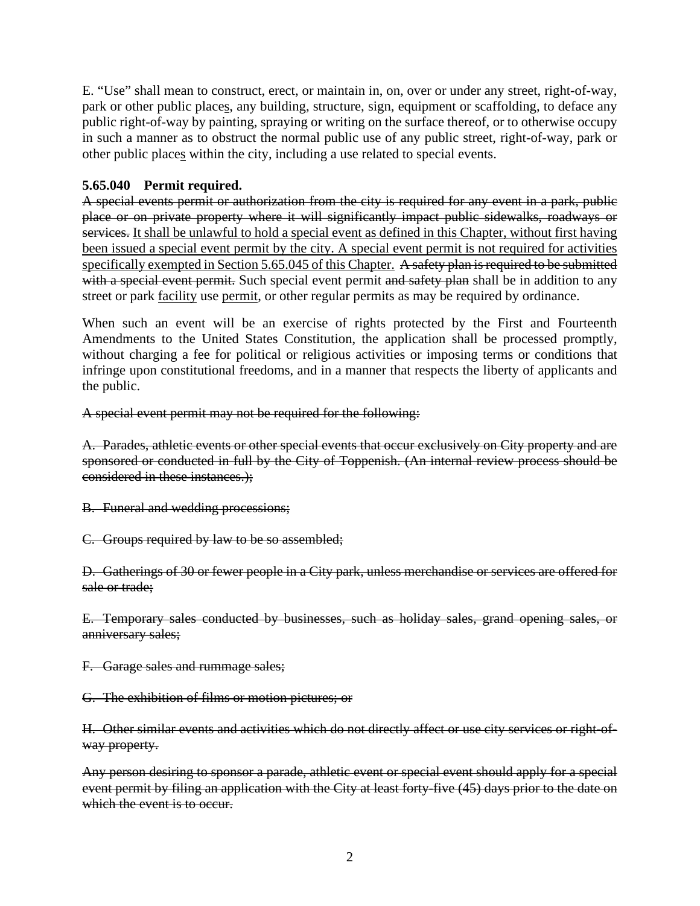E. "Use" shall mean to construct, erect, or maintain in, on, over or under any street, right-of-way, park or other public places, any building, structure, sign, equipment or scaffolding, to deface any public right-of-way by painting, spraying or writing on the surface thereof, or to otherwise occupy in such a manner as to obstruct the normal public use of any public street, right-of-way, park or other public places within the city, including a use related to special events.

**5.65.040 Permit required.**

~~A special events permit or authorization from the city is required for any event in a park, public place or on private property where it will significantly impact public sidewalks, roadways or services.~~ It shall be unlawful to hold a special event as defined in this Chapter, without first having been issued a special event permit by the city. A special event permit is not required for activities specifically exempted in Section 5.65.045 of this Chapter. ~~A safety plan is required to be submitted with a special event permit.~~ Such special event permit ~~and safety plan~~ shall be in addition to any street or park facility use permit, or other regular permits as may be required by ordinance.

When such an event will be an exercise of rights protected by the First and Fourteenth Amendments to the United States Constitution, the application shall be processed promptly, without charging a fee for political or religious activities or imposing terms or conditions that infringe upon constitutional freedoms, and in a manner that respects the liberty of applicants and the public.

~~A special event permit may not be required for the following:~~

~~A. Parades, athletic events or other special events that occur exclusively on City property and are sponsored or conducted in full by the City of Toppenish. (An internal review process should be considered in these instances.);~~

~~B. Funeral and wedding processions;~~

~~C. Groups required by law to be so assembled;~~

~~D. Gatherings of 30 or fewer people in a City park, unless merchandise or services are offered for sale or trade;~~

~~E. Temporary sales conducted by businesses, such as holiday sales, grand opening sales, or anniversary sales;~~

~~F. Garage sales and rummage sales;~~

~~G. The exhibition of films or motion pictures; or~~

~~H. Other similar events and activities which do not directly affect or use city services or right-of-way property.~~

~~Any person desiring to sponsor a parade, athletic event or special event should apply for a special event permit by filing an application with the City at least forty-five (45) days prior to the date on which the event is to occur.~~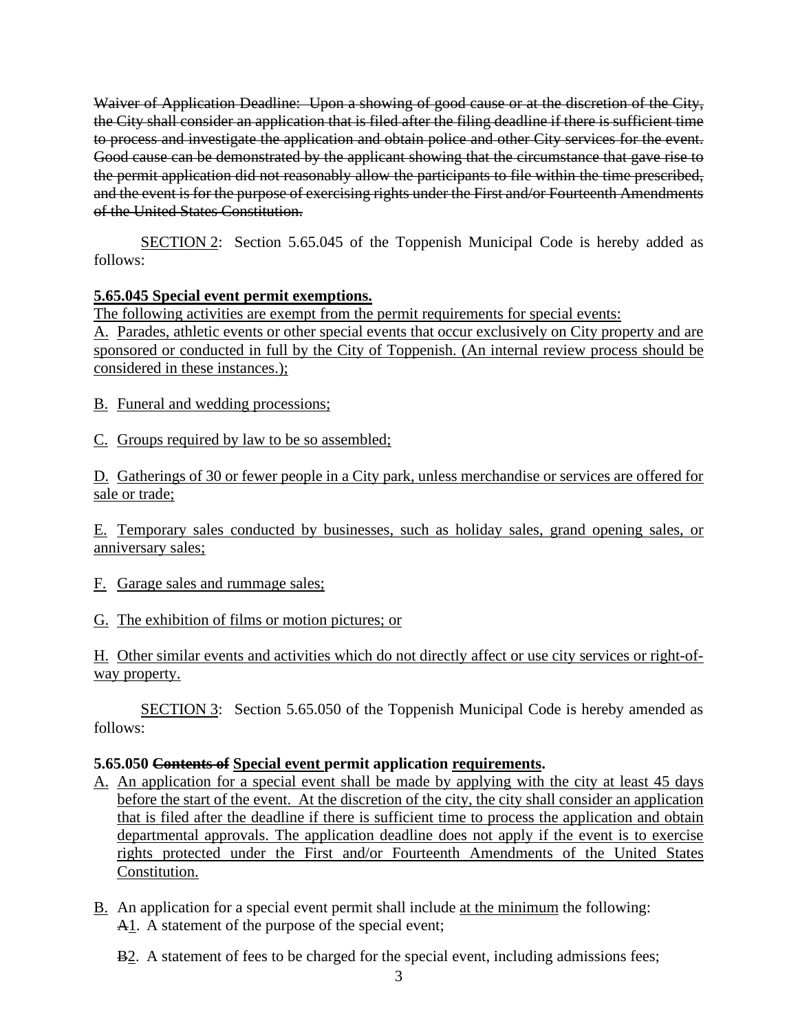~~Waiver of Application Deadline: Upon a showing of good cause or at the discretion of the City, the City shall consider an application that is filed after the filing deadline if there is sufficient time to process and investigate the application and obtain police and other City services for the event. Good cause can be demonstrated by the applicant showing that the circumstance that gave rise to the permit application did not reasonably allow the participants to file within the time prescribed, and the event is for the purpose of exercising rights under the First and/or Fourteenth Amendments of the United States Constitution.~~

<u>SECTION 2</u>: Section 5.65.045 of the Toppenish Municipal Code is hereby added as follows:

**<u>5.65.045 Special event permit exemptions.</u>**

<u>The following activities are exempt from the permit requirements for special events:</u>

<u>A. Parades, athletic events or other special events that occur exclusively on City property and are sponsored or conducted in full by the City of Toppenish. (An internal review process should be considered in these instances.);</u>

<u>B. Funeral and wedding processions;</u>

<u>C. Groups required by law to be so assembled;</u>

<u>D. Gatherings of 30 or fewer people in a City park, unless merchandise or services are offered for sale or trade;</u>

<u>E. Temporary sales conducted by businesses, such as holiday sales, grand opening sales, or anniversary sales;</u>

<u>F. Garage sales and rummage sales;</u>

<u>G. The exhibition of films or motion pictures; or</u>

<u>H. Other similar events and activities which do not directly affect or use city services or right-of-way property.</u>

<u>SECTION 3</u>: Section 5.65.050 of the Toppenish Municipal Code is hereby amended as follows:

**5.65.050 ~~Contents of~~ <u>Special event</u> permit application <u>requirements</u>.**

<u>A. An application for a special event shall be made by applying with the city at least 45 days before the start of the event. At the discretion of the city, the city shall consider an application that is filed after the deadline if there is sufficient time to process the application and obtain departmental approvals. The application deadline does not apply if the event is to exercise rights protected under the First and/or Fourteenth Amendments of the United States Constitution.</u>

<u>B.</u> An application for a special event permit shall include <u>at the minimum</u> the following:

~~A~~<u>1</u>. A statement of the purpose of the special event;

~~B~~<u>2</u>. A statement of fees to be charged for the special event, including admissions fees;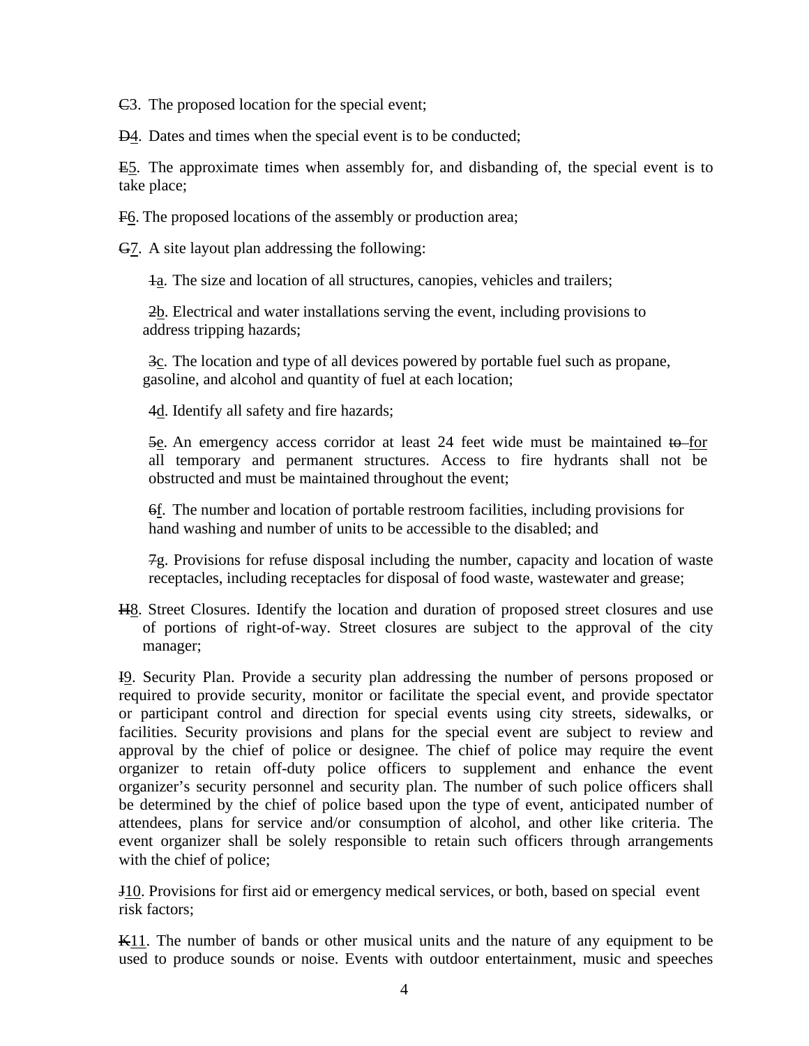~~C~~<u>3</u>. The proposed location for the special event;

~~D~~<u>4</u>. Dates and times when the special event is to be conducted;

~~E~~<u>5</u>. The approximate times when assembly for, and disbanding of, the special event is to take place;

~~F~~<u>6</u>. The proposed locations of the assembly or production area;

~~G~~<u>7</u>. A site layout plan addressing the following:

~~1~~<u>a</u>. The size and location of all structures, canopies, vehicles and trailers;

~~2~~<u>b</u>. Electrical and water installations serving the event, including provisions to address tripping hazards;

~~3~~<u>c</u>. The location and type of all devices powered by portable fuel such as propane, gasoline, and alcohol and quantity of fuel at each location;

~~4~~<u>d</u>. Identify all safety and fire hazards;

~~5~~<u>e</u>. An emergency access corridor at least 24 feet wide must be maintained ~~to~~ <u>for</u> all temporary and permanent structures. Access to fire hydrants shall not be obstructed and must be maintained throughout the event;

~~6~~<u>f</u>. The number and location of portable restroom facilities, including provisions for hand washing and number of units to be accessible to the disabled; and

~~7~~<u>g</u>. Provisions for refuse disposal including the number, capacity and location of waste receptacles, including receptacles for disposal of food waste, wastewater and grease;

~~H~~<u>8</u>. Street Closures. Identify the location and duration of proposed street closures and use of portions of right-of-way. Street closures are subject to the approval of the city manager;

~~I~~<u>9</u>. Security Plan. Provide a security plan addressing the number of persons proposed or required to provide security, monitor or facilitate the special event, and provide spectator or participant control and direction for special events using city streets, sidewalks, or facilities. Security provisions and plans for the special event are subject to review and approval by the chief of police or designee. The chief of police may require the event organizer to retain off-duty police officers to supplement and enhance the event organizer's security personnel and security plan. The number of such police officers shall be determined by the chief of police based upon the type of event, anticipated number of attendees, plans for service and/or consumption of alcohol, and other like criteria. The event organizer shall be solely responsible to retain such officers through arrangements with the chief of police;

~~J~~<u>10</u>. Provisions for first aid or emergency medical services, or both, based on special event risk factors;

~~K~~<u>11</u>. The number of bands or other musical units and the nature of any equipment to be used to produce sounds or noise. Events with outdoor entertainment, music and speeches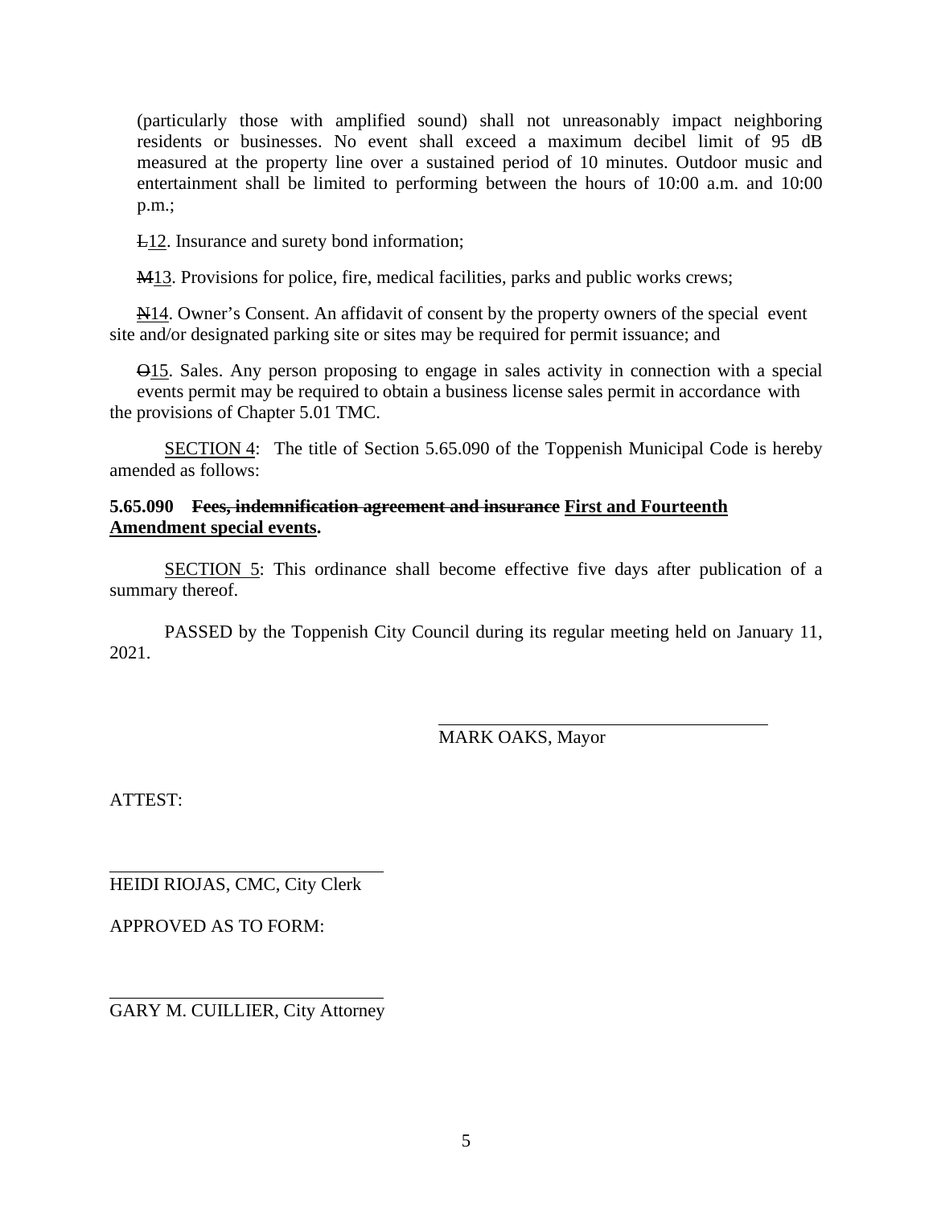(particularly those with amplified sound) shall not unreasonably impact neighboring residents or businesses. No event shall exceed a maximum decibel limit of 95 dB measured at the property line over a sustained period of 10 minutes. Outdoor music and entertainment shall be limited to performing between the hours of 10:00 a.m. and 10:00 p.m.;

~~L~~<u>12</u>. Insurance and surety bond information;

~~M~~<u>13</u>. Provisions for police, fire, medical facilities, parks and public works crews;

~~N~~<u>14</u>. Owner's Consent. An affidavit of consent by the property owners of the special event site and/or designated parking site or sites may be required for permit issuance; and

~~O~~<u>15</u>. Sales. Any person proposing to engage in sales activity in connection with a special events permit may be required to obtain a business license sales permit in accordance with the provisions of Chapter 5.01 TMC.

<u>SECTION 4</u>: The title of Section 5.65.090 of the Toppenish Municipal Code is hereby amended as follows:

**5.65.090 ~~Fees, indemnification agreement and insurance~~ <u>First and Fourteenth Amendment special events</u>.**

<u>SECTION 5</u>: This ordinance shall become effective five days after publication of a summary thereof.

PASSED by the Toppenish City Council during its regular meeting held on January 11, 2021.

MARK OAKS, Mayor

ATTEST:

HEIDI RIOJAS, CMC, City Clerk

APPROVED AS TO FORM:

GARY M. CUILLIER, City Attorney